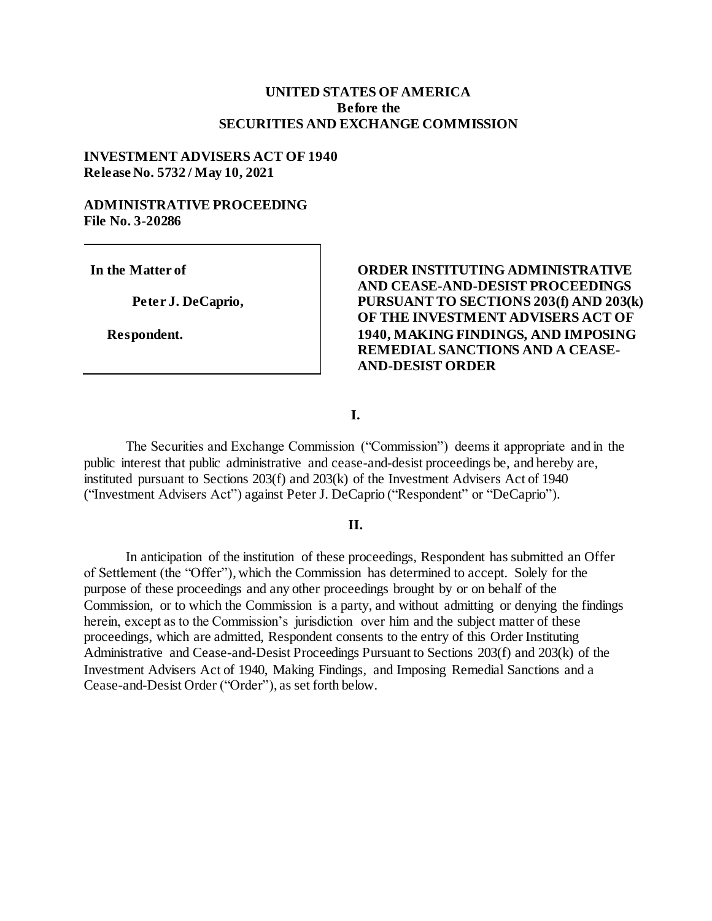**UNITED STATES OF AMERICA**
**Before the**
**SECURITIES AND EXCHANGE COMMISSION**

**INVESTMENT ADVISERS ACT OF 1940**
**Release No. 5732 / May 10, 2021**

**ADMINISTRATIVE PROCEEDING**
**File No. 3-20286**

| | |
|---|---|
| **In the Matter of**<br><br>**Peter J. DeCaprio,**<br><br>**Respondent.** | **ORDER INSTITUTING ADMINISTRATIVE AND CEASE-AND-DESIST PROCEEDINGS PURSUANT TO SECTIONS 203(f) AND 203(k) OF THE INVESTMENT ADVISERS ACT OF 1940, MAKING FINDINGS, AND IMPOSING REMEDIAL SANCTIONS AND A CEASE-AND-DESIST ORDER** |

**I.**

The Securities and Exchange Commission ("Commission") deems it appropriate and in the public interest that public administrative and cease-and-desist proceedings be, and hereby are, instituted pursuant to Sections 203(f) and 203(k) of the Investment Advisers Act of 1940 ("Investment Advisers Act") against Peter J. DeCaprio ("Respondent" or "DeCaprio").

**II.**

In anticipation of the institution of these proceedings, Respondent has submitted an Offer of Settlement (the "Offer"), which the Commission has determined to accept. Solely for the purpose of these proceedings and any other proceedings brought by or on behalf of the Commission, or to which the Commission is a party, and without admitting or denying the findings herein, except as to the Commission's jurisdiction over him and the subject matter of these proceedings, which are admitted, Respondent consents to the entry of this Order Instituting Administrative and Cease-and-Desist Proceedings Pursuant to Sections 203(f) and 203(k) of the Investment Advisers Act of 1940, Making Findings, and Imposing Remedial Sanctions and a Cease-and-Desist Order ("Order"), as set forth below.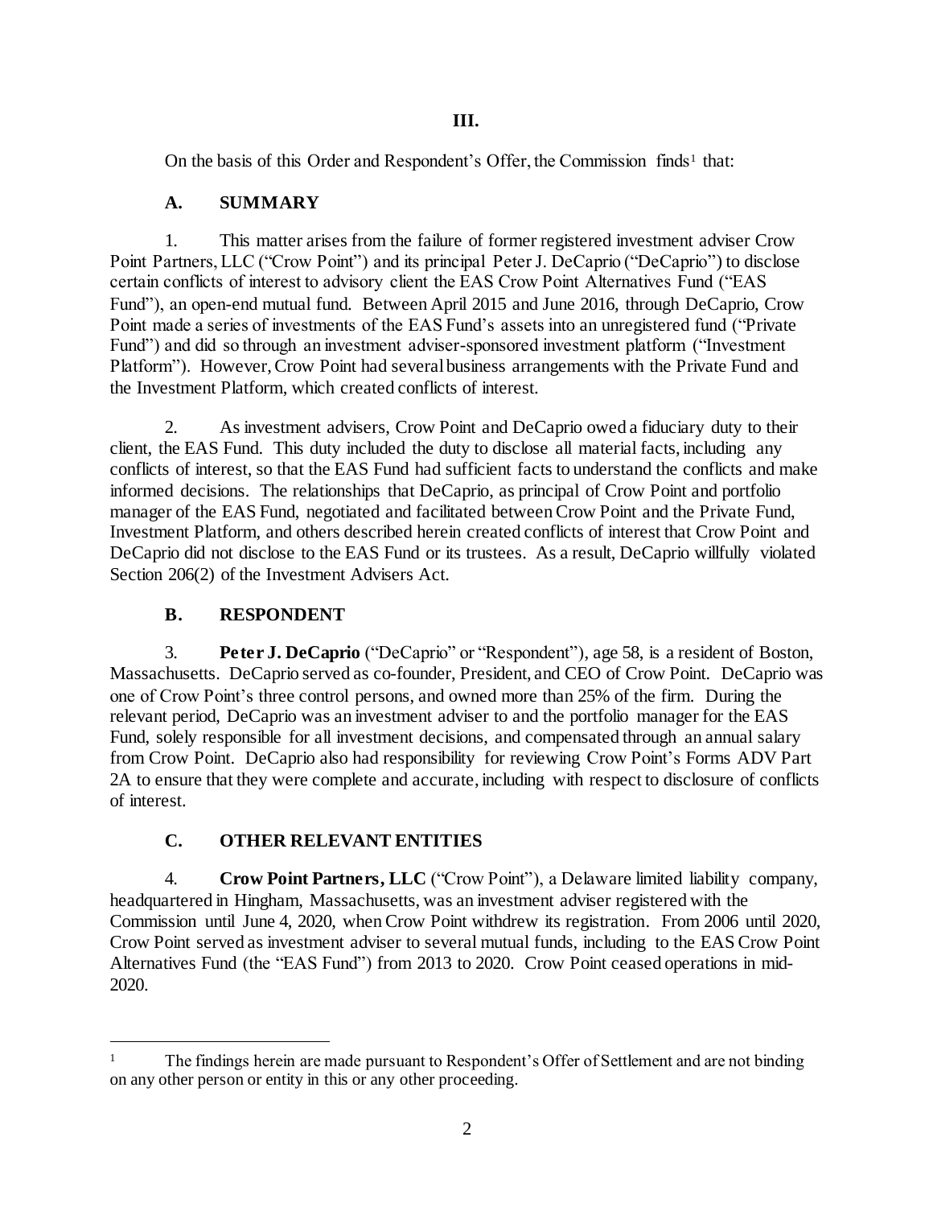## III.

On the basis of this Order and Respondent's Offer, the Commission finds[1] that:

### A. SUMMARY

1. This matter arises from the failure of former registered investment adviser Crow Point Partners, LLC ("Crow Point") and its principal Peter J. DeCaprio ("DeCaprio") to disclose certain conflicts of interest to advisory client the EAS Crow Point Alternatives Fund ("EAS Fund"), an open-end mutual fund. Between April 2015 and June 2016, through DeCaprio, Crow Point made a series of investments of the EAS Fund's assets into an unregistered fund ("Private Fund") and did so through an investment adviser-sponsored investment platform ("Investment Platform"). However, Crow Point had several business arrangements with the Private Fund and the Investment Platform, which created conflicts of interest.

2. As investment advisers, Crow Point and DeCaprio owed a fiduciary duty to their client, the EAS Fund. This duty included the duty to disclose all material facts, including any conflicts of interest, so that the EAS Fund had sufficient facts to understand the conflicts and make informed decisions. The relationships that DeCaprio, as principal of Crow Point and portfolio manager of the EAS Fund, negotiated and facilitated between Crow Point and the Private Fund, Investment Platform, and others described herein created conflicts of interest that Crow Point and DeCaprio did not disclose to the EAS Fund or its trustees. As a result, DeCaprio willfully violated Section 206(2) of the Investment Advisers Act.

### B. RESPONDENT

3. **Peter J. DeCaprio** ("DeCaprio" or "Respondent"), age 58, is a resident of Boston, Massachusetts. DeCaprio served as co-founder, President, and CEO of Crow Point. DeCaprio was one of Crow Point's three control persons, and owned more than 25% of the firm. During the relevant period, DeCaprio was an investment adviser to and the portfolio manager for the EAS Fund, solely responsible for all investment decisions, and compensated through an annual salary from Crow Point. DeCaprio also had responsibility for reviewing Crow Point's Forms ADV Part 2A to ensure that they were complete and accurate, including with respect to disclosure of conflicts of interest.

### C. OTHER RELEVANT ENTITIES

4. **Crow Point Partners, LLC** ("Crow Point"), a Delaware limited liability company, headquartered in Hingham, Massachusetts, was an investment adviser registered with the Commission until June 4, 2020, when Crow Point withdrew its registration. From 2006 until 2020, Crow Point served as investment adviser to several mutual funds, including to the EAS Crow Point Alternatives Fund (the "EAS Fund") from 2013 to 2020. Crow Point ceased operations in mid-2020.

---

[1] The findings herein are made pursuant to Respondent's Offer of Settlement and are not binding on any other person or entity in this or any other proceeding.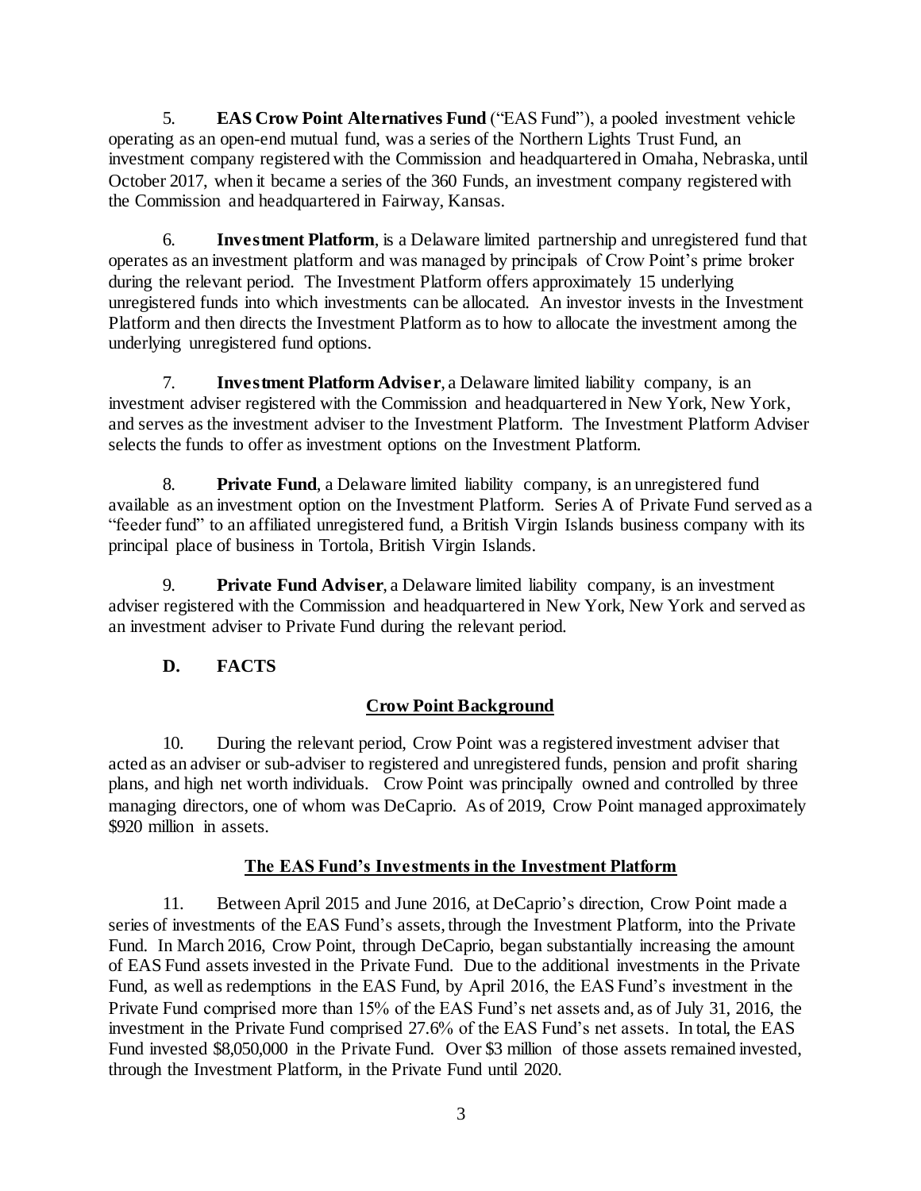5. **EAS Crow Point Alternatives Fund** ("EAS Fund"), a pooled investment vehicle operating as an open-end mutual fund, was a series of the Northern Lights Trust Fund, an investment company registered with the Commission and headquartered in Omaha, Nebraska, until October 2017, when it became a series of the 360 Funds, an investment company registered with the Commission and headquartered in Fairway, Kansas.

6. **Investment Platform**, is a Delaware limited partnership and unregistered fund that operates as an investment platform and was managed by principals of Crow Point's prime broker during the relevant period. The Investment Platform offers approximately 15 underlying unregistered funds into which investments can be allocated. An investor invests in the Investment Platform and then directs the Investment Platform as to how to allocate the investment among the underlying unregistered fund options.

7. **Investment Platform Adviser**, a Delaware limited liability company, is an investment adviser registered with the Commission and headquartered in New York, New York, and serves as the investment adviser to the Investment Platform. The Investment Platform Adviser selects the funds to offer as investment options on the Investment Platform.

8. **Private Fund**, a Delaware limited liability company, is an unregistered fund available as an investment option on the Investment Platform. Series A of Private Fund served as a "feeder fund" to an affiliated unregistered fund, a British Virgin Islands business company with its principal place of business in Tortola, British Virgin Islands.

9. **Private Fund Adviser**, a Delaware limited liability company, is an investment adviser registered with the Commission and headquartered in New York, New York and served as an investment adviser to Private Fund during the relevant period.

## D. FACTS

### Crow Point Background

10. During the relevant period, Crow Point was a registered investment adviser that acted as an adviser or sub-adviser to registered and unregistered funds, pension and profit sharing plans, and high net worth individuals. Crow Point was principally owned and controlled by three managing directors, one of whom was DeCaprio. As of 2019, Crow Point managed approximately $920 million in assets.

### The EAS Fund's Investments in the Investment Platform

11. Between April 2015 and June 2016, at DeCaprio's direction, Crow Point made a series of investments of the EAS Fund's assets, through the Investment Platform, into the Private Fund. In March 2016, Crow Point, through DeCaprio, began substantially increasing the amount of EAS Fund assets invested in the Private Fund. Due to the additional investments in the Private Fund, as well as redemptions in the EAS Fund, by April 2016, the EAS Fund's investment in the Private Fund comprised more than 15% of the EAS Fund's net assets and, as of July 31, 2016, the investment in the Private Fund comprised 27.6% of the EAS Fund's net assets. In total, the EAS Fund invested $8,050,000 in the Private Fund. Over $3 million of those assets remained invested, through the Investment Platform, in the Private Fund until 2020.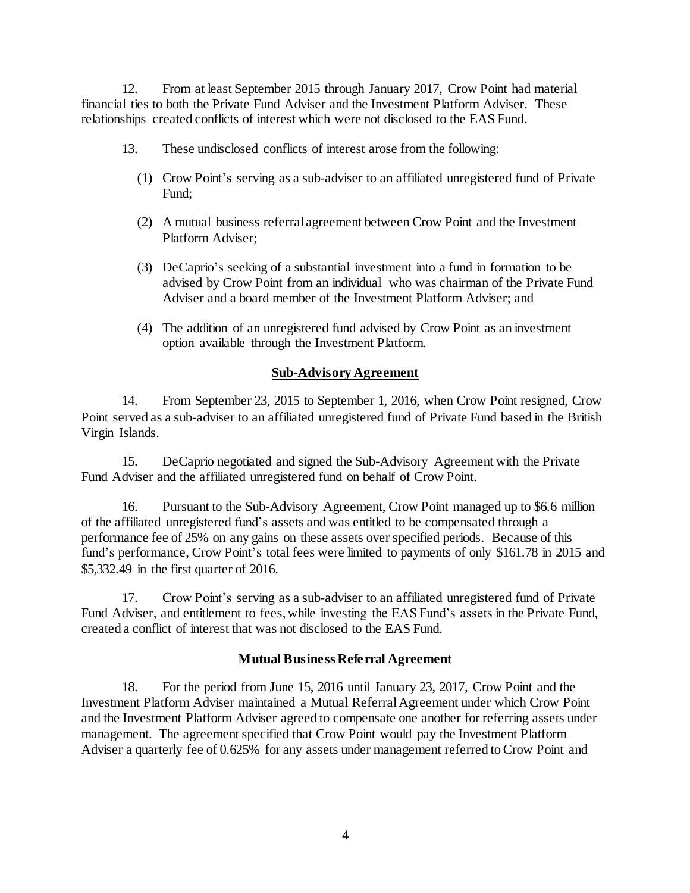12. From at least September 2015 through January 2017, Crow Point had material financial ties to both the Private Fund Adviser and the Investment Platform Adviser. These relationships created conflicts of interest which were not disclosed to the EAS Fund.

13. These undisclosed conflicts of interest arose from the following:

(1) Crow Point's serving as a sub-adviser to an affiliated unregistered fund of Private Fund;

(2) A mutual business referral agreement between Crow Point and the Investment Platform Adviser;

(3) DeCaprio's seeking of a substantial investment into a fund in formation to be advised by Crow Point from an individual who was chairman of the Private Fund Adviser and a board member of the Investment Platform Adviser; and

(4) The addition of an unregistered fund advised by Crow Point as an investment option available through the Investment Platform.

**Sub-Advisory Agreement**

14. From September 23, 2015 to September 1, 2016, when Crow Point resigned, Crow Point served as a sub-adviser to an affiliated unregistered fund of Private Fund based in the British Virgin Islands.

15. DeCaprio negotiated and signed the Sub-Advisory Agreement with the Private Fund Adviser and the affiliated unregistered fund on behalf of Crow Point.

16. Pursuant to the Sub-Advisory Agreement, Crow Point managed up to $6.6 million of the affiliated unregistered fund's assets and was entitled to be compensated through a performance fee of 25% on any gains on these assets over specified periods. Because of this fund's performance, Crow Point's total fees were limited to payments of only $161.78 in 2015 and $5,332.49 in the first quarter of 2016.

17. Crow Point's serving as a sub-adviser to an affiliated unregistered fund of Private Fund Adviser, and entitlement to fees, while investing the EAS Fund's assets in the Private Fund, created a conflict of interest that was not disclosed to the EAS Fund.

**Mutual Business Referral Agreement**

18. For the period from June 15, 2016 until January 23, 2017, Crow Point and the Investment Platform Adviser maintained a Mutual Referral Agreement under which Crow Point and the Investment Platform Adviser agreed to compensate one another for referring assets under management. The agreement specified that Crow Point would pay the Investment Platform Adviser a quarterly fee of 0.625% for any assets under management referred to Crow Point and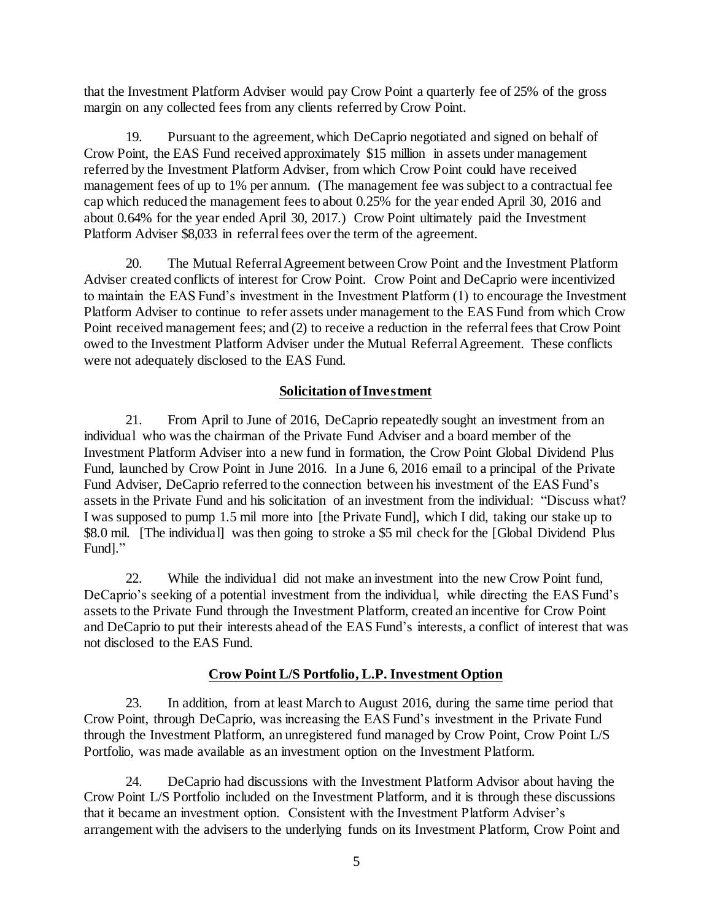that the Investment Platform Adviser would pay Crow Point a quarterly fee of 25% of the gross margin on any collected fees from any clients referred by Crow Point.

19. Pursuant to the agreement, which DeCaprio negotiated and signed on behalf of Crow Point, the EAS Fund received approximately $15 million in assets under management referred by the Investment Platform Adviser, from which Crow Point could have received management fees of up to 1% per annum. (The management fee was subject to a contractual fee cap which reduced the management fees to about 0.25% for the year ended April 30, 2016 and about 0.64% for the year ended April 30, 2017.) Crow Point ultimately paid the Investment Platform Adviser $8,033 in referral fees over the term of the agreement.

20. The Mutual Referral Agreement between Crow Point and the Investment Platform Adviser created conflicts of interest for Crow Point. Crow Point and DeCaprio were incentivized to maintain the EAS Fund's investment in the Investment Platform (1) to encourage the Investment Platform Adviser to continue to refer assets under management to the EAS Fund from which Crow Point received management fees; and (2) to receive a reduction in the referral fees that Crow Point owed to the Investment Platform Adviser under the Mutual Referral Agreement. These conflicts were not adequately disclosed to the EAS Fund.

**Solicitation of Investment**

21. From April to June of 2016, DeCaprio repeatedly sought an investment from an individual who was the chairman of the Private Fund Adviser and a board member of the Investment Platform Adviser into a new fund in formation, the Crow Point Global Dividend Plus Fund, launched by Crow Point in June 2016. In a June 6, 2016 email to a principal of the Private Fund Adviser, DeCaprio referred to the connection between his investment of the EAS Fund's assets in the Private Fund and his solicitation of an investment from the individual: "Discuss what? I was supposed to pump 1.5 mil more into [the Private Fund], which I did, taking our stake up to $8.0 mil. [The individual] was then going to stroke a $5 mil check for the [Global Dividend Plus Fund]."

22. While the individual did not make an investment into the new Crow Point fund, DeCaprio's seeking of a potential investment from the individual, while directing the EAS Fund's assets to the Private Fund through the Investment Platform, created an incentive for Crow Point and DeCaprio to put their interests ahead of the EAS Fund's interests, a conflict of interest that was not disclosed to the EAS Fund.

**Crow Point L/S Portfolio, L.P. Investment Option**

23. In addition, from at least March to August 2016, during the same time period that Crow Point, through DeCaprio, was increasing the EAS Fund's investment in the Private Fund through the Investment Platform, an unregistered fund managed by Crow Point, Crow Point L/S Portfolio, was made available as an investment option on the Investment Platform.

24. DeCaprio had discussions with the Investment Platform Advisor about having the Crow Point L/S Portfolio included on the Investment Platform, and it is through these discussions that it became an investment option. Consistent with the Investment Platform Adviser's arrangement with the advisers to the underlying funds on its Investment Platform, Crow Point and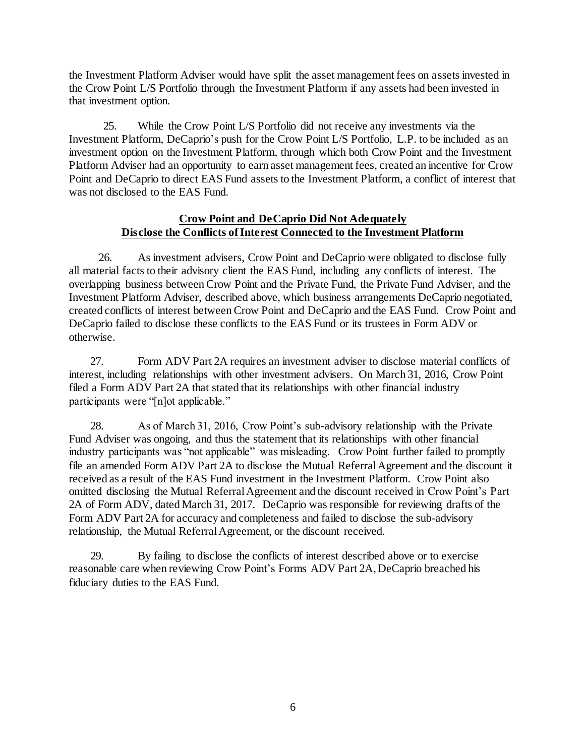the Investment Platform Adviser would have split the asset management fees on assets invested in the Crow Point L/S Portfolio through the Investment Platform if any assets had been invested in that investment option.

25. While the Crow Point L/S Portfolio did not receive any investments via the Investment Platform, DeCaprio's push for the Crow Point L/S Portfolio, L.P. to be included as an investment option on the Investment Platform, through which both Crow Point and the Investment Platform Adviser had an opportunity to earn asset management fees, created an incentive for Crow Point and DeCaprio to direct EAS Fund assets to the Investment Platform, a conflict of interest that was not disclosed to the EAS Fund.

**Crow Point and DeCaprio Did Not Adequately Disclose the Conflicts of Interest Connected to the Investment Platform**

26. As investment advisers, Crow Point and DeCaprio were obligated to disclose fully all material facts to their advisory client the EAS Fund, including any conflicts of interest. The overlapping business between Crow Point and the Private Fund, the Private Fund Adviser, and the Investment Platform Adviser, described above, which business arrangements DeCaprio negotiated, created conflicts of interest between Crow Point and DeCaprio and the EAS Fund. Crow Point and DeCaprio failed to disclose these conflicts to the EAS Fund or its trustees in Form ADV or otherwise.

27. Form ADV Part 2A requires an investment adviser to disclose material conflicts of interest, including relationships with other investment advisers. On March 31, 2016, Crow Point filed a Form ADV Part 2A that stated that its relationships with other financial industry participants were "[n]ot applicable."

28. As of March 31, 2016, Crow Point's sub-advisory relationship with the Private Fund Adviser was ongoing, and thus the statement that its relationships with other financial industry participants was "not applicable" was misleading. Crow Point further failed to promptly file an amended Form ADV Part 2A to disclose the Mutual Referral Agreement and the discount it received as a result of the EAS Fund investment in the Investment Platform. Crow Point also omitted disclosing the Mutual Referral Agreement and the discount received in Crow Point's Part 2A of Form ADV, dated March 31, 2017. DeCaprio was responsible for reviewing drafts of the Form ADV Part 2A for accuracy and completeness and failed to disclose the sub-advisory relationship, the Mutual Referral Agreement, or the discount received.

29. By failing to disclose the conflicts of interest described above or to exercise reasonable care when reviewing Crow Point's Forms ADV Part 2A, DeCaprio breached his fiduciary duties to the EAS Fund.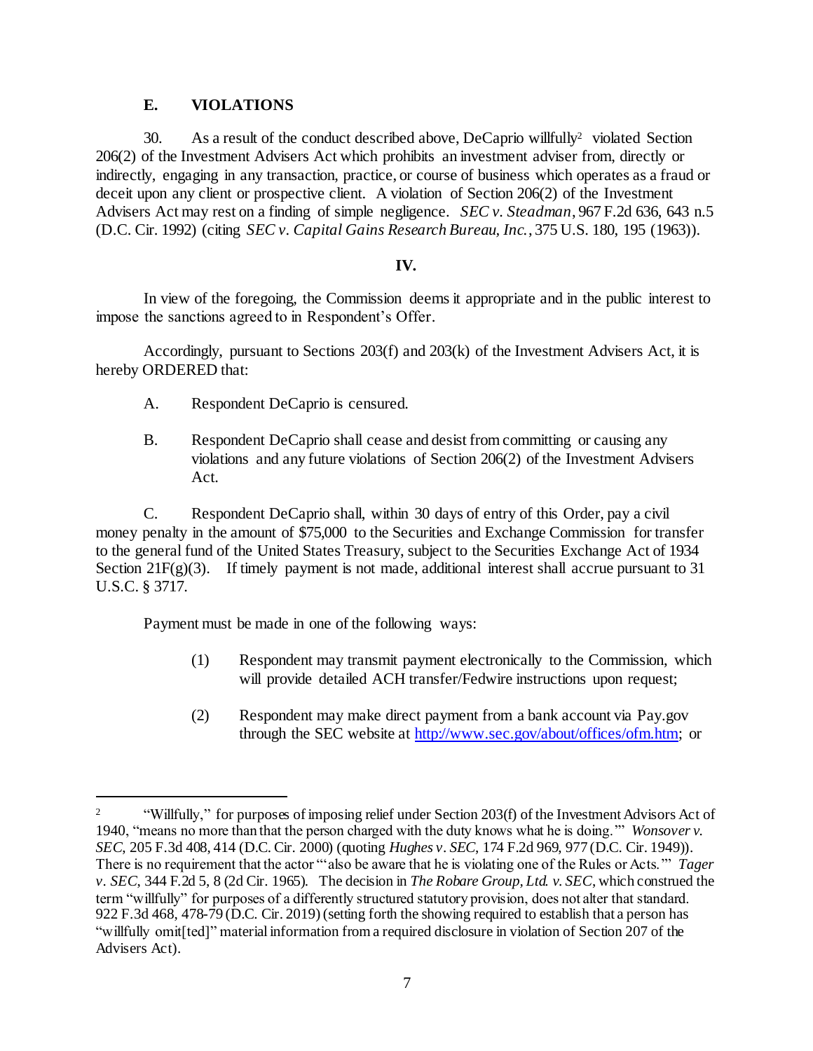### E. VIOLATIONS

30. As a result of the conduct described above, DeCaprio willfully[2] violated Section 206(2) of the Investment Advisers Act which prohibits an investment adviser from, directly or indirectly, engaging in any transaction, practice, or course of business which operates as a fraud or deceit upon any client or prospective client. A violation of Section 206(2) of the Investment Advisers Act may rest on a finding of simple negligence. *SEC v. Steadman*, 967 F.2d 636, 643 n.5 (D.C. Cir. 1992) (citing *SEC v. Capital Gains Research Bureau, Inc.*, 375 U.S. 180, 195 (1963)).

## IV.

In view of the foregoing, the Commission deems it appropriate and in the public interest to impose the sanctions agreed to in Respondent's Offer.

Accordingly, pursuant to Sections 203(f) and 203(k) of the Investment Advisers Act, it is hereby ORDERED that:

A. Respondent DeCaprio is censured.

B. Respondent DeCaprio shall cease and desist from committing or causing any violations and any future violations of Section 206(2) of the Investment Advisers Act.

C. Respondent DeCaprio shall, within 30 days of entry of this Order, pay a civil money penalty in the amount of $75,000 to the Securities and Exchange Commission for transfer to the general fund of the United States Treasury, subject to the Securities Exchange Act of 1934 Section 21F(g)(3). If timely payment is not made, additional interest shall accrue pursuant to 31 U.S.C. § 3717.

Payment must be made in one of the following ways:

(1) Respondent may transmit payment electronically to the Commission, which will provide detailed ACH transfer/Fedwire instructions upon request;

(2) Respondent may make direct payment from a bank account via Pay.gov through the SEC website at http://www.sec.gov/about/offices/ofm.htm; or

---

[2] "Willfully," for purposes of imposing relief under Section 203(f) of the Investment Advisors Act of 1940, "means no more than that the person charged with the duty knows what he is doing.'" *Wonsover v. SEC*, 205 F.3d 408, 414 (D.C. Cir. 2000) (quoting *Hughes v. SEC*, 174 F.2d 969, 977 (D.C. Cir. 1949)). There is no requirement that the actor "'also be aware that he is violating one of the Rules or Acts.'" *Tager v. SEC*, 344 F.2d 5, 8 (2d Cir. 1965). The decision in *The Robare Group, Ltd. v. SEC*, which construed the term "willfully" for purposes of a differently structured statutory provision, does not alter that standard. 922 F.3d 468, 478-79 (D.C. Cir. 2019) (setting forth the showing required to establish that a person has "willfully omit[ted]" material information from a required disclosure in violation of Section 207 of the Advisers Act).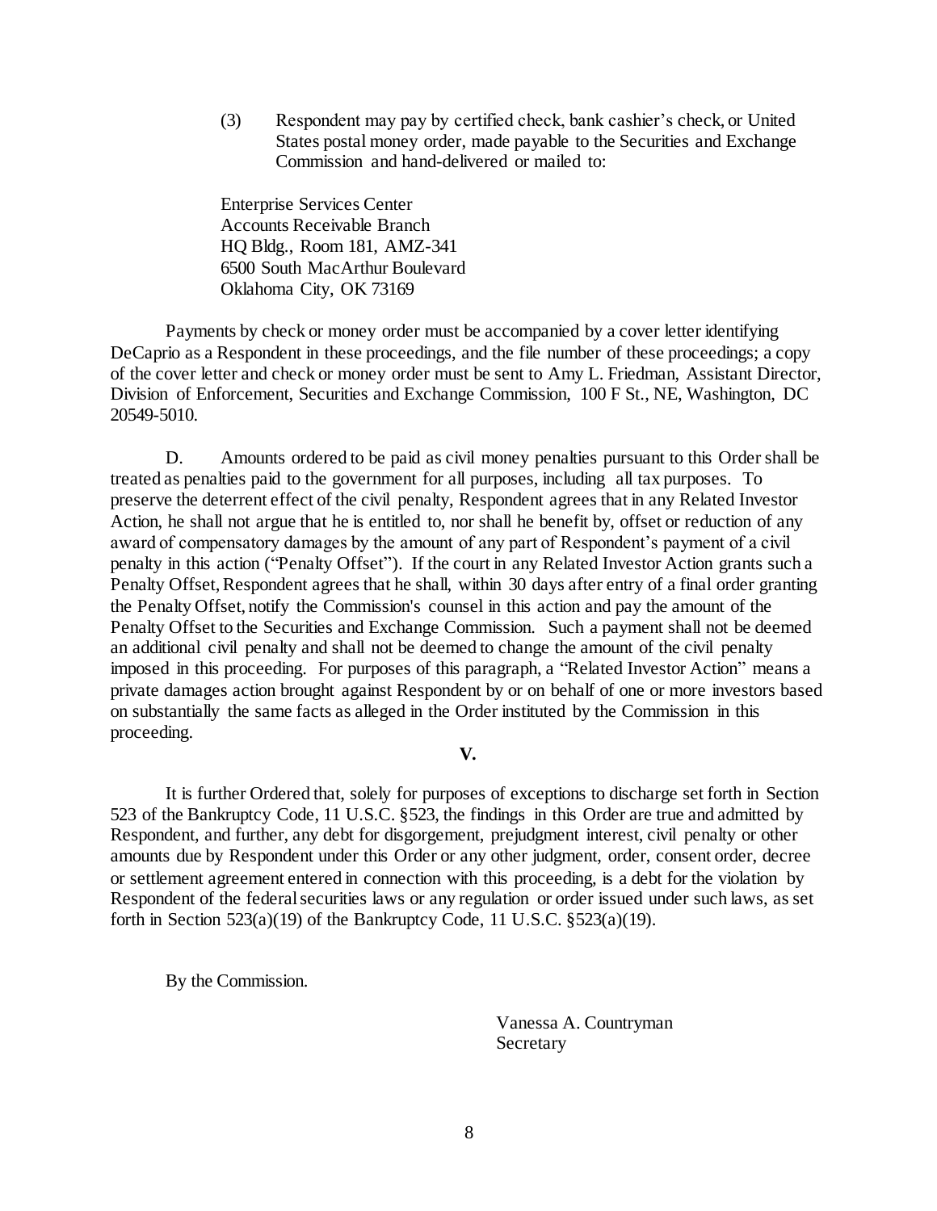(3) Respondent may pay by certified check, bank cashier's check, or United States postal money order, made payable to the Securities and Exchange Commission and hand-delivered or mailed to:

Enterprise Services Center
Accounts Receivable Branch
HQ Bldg., Room 181, AMZ-341
6500 South MacArthur Boulevard
Oklahoma City, OK 73169

Payments by check or money order must be accompanied by a cover letter identifying DeCaprio as a Respondent in these proceedings, and the file number of these proceedings; a copy of the cover letter and check or money order must be sent to Amy L. Friedman, Assistant Director, Division of Enforcement, Securities and Exchange Commission, 100 F St., NE, Washington, DC 20549-5010.

D. Amounts ordered to be paid as civil money penalties pursuant to this Order shall be treated as penalties paid to the government for all purposes, including all tax purposes. To preserve the deterrent effect of the civil penalty, Respondent agrees that in any Related Investor Action, he shall not argue that he is entitled to, nor shall he benefit by, offset or reduction of any award of compensatory damages by the amount of any part of Respondent's payment of a civil penalty in this action ("Penalty Offset"). If the court in any Related Investor Action grants such a Penalty Offset, Respondent agrees that he shall, within 30 days after entry of a final order granting the Penalty Offset, notify the Commission's counsel in this action and pay the amount of the Penalty Offset to the Securities and Exchange Commission. Such a payment shall not be deemed an additional civil penalty and shall not be deemed to change the amount of the civil penalty imposed in this proceeding. For purposes of this paragraph, a "Related Investor Action" means a private damages action brought against Respondent by or on behalf of one or more investors based on substantially the same facts as alleged in the Order instituted by the Commission in this proceeding.

**V.**

It is further Ordered that, solely for purposes of exceptions to discharge set forth in Section 523 of the Bankruptcy Code, 11 U.S.C. §523, the findings in this Order are true and admitted by Respondent, and further, any debt for disgorgement, prejudgment interest, civil penalty or other amounts due by Respondent under this Order or any other judgment, order, consent order, decree or settlement agreement entered in connection with this proceeding, is a debt for the violation by Respondent of the federal securities laws or any regulation or order issued under such laws, as set forth in Section 523(a)(19) of the Bankruptcy Code, 11 U.S.C. §523(a)(19).

By the Commission.

Vanessa A. Countryman
Secretary